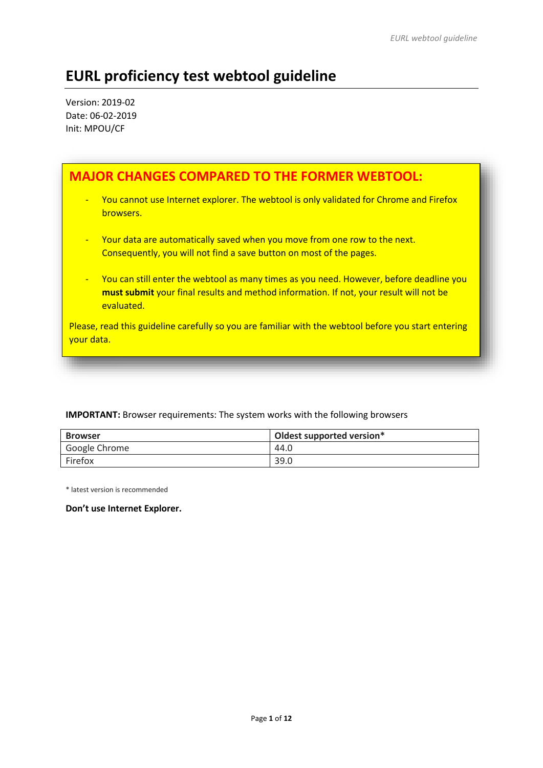# EURL proficiency test webtool guideline

Version: 2019-02
Date: 06-02-2019
Init: MPOU/CF

## MAJOR CHANGES COMPARED TO THE FORMER WEBTOOL:

- You cannot use Internet explorer. The webtool is only validated for Chrome and Firefox browsers.
- Your data are automatically saved when you move from one row to the next. Consequently, you will not find a save button on most of the pages.
- You can still enter the webtool as many times as you need. However, before deadline you **must submit** your final results and method information. If not, your result will not be evaluated.

Please, read this guideline carefully so you are familiar with the webtool before you start entering your data.

**IMPORTANT:** Browser requirements: The system works with the following browsers

| Browser | Oldest supported version* |
| --- | --- |
| Google Chrome | 44.0 |
| Firefox | 39.0 |

* latest version is recommended

**Don't use Internet Explorer.**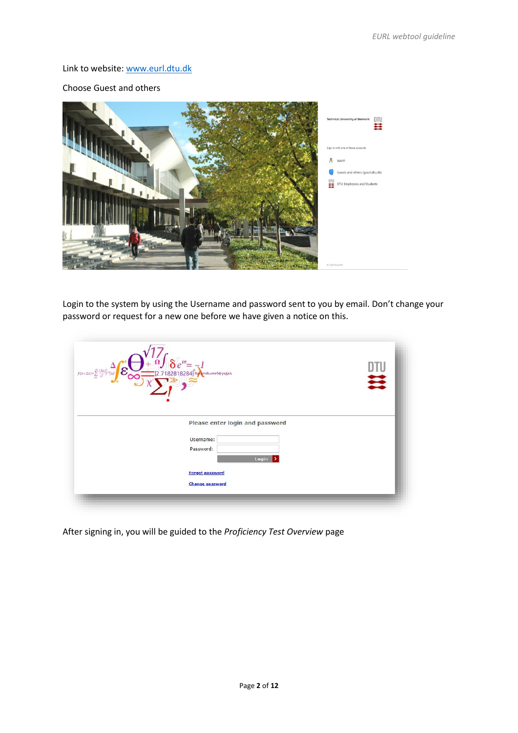Link to website: www.eurl.dtu.dk

Choose Guest and others

Login to the system by using the Username and password sent to you by email. Don't change your password or request for a new one before we have given a notice on this.

After signing in, you will be guided to the *Proficiency Test Overview* page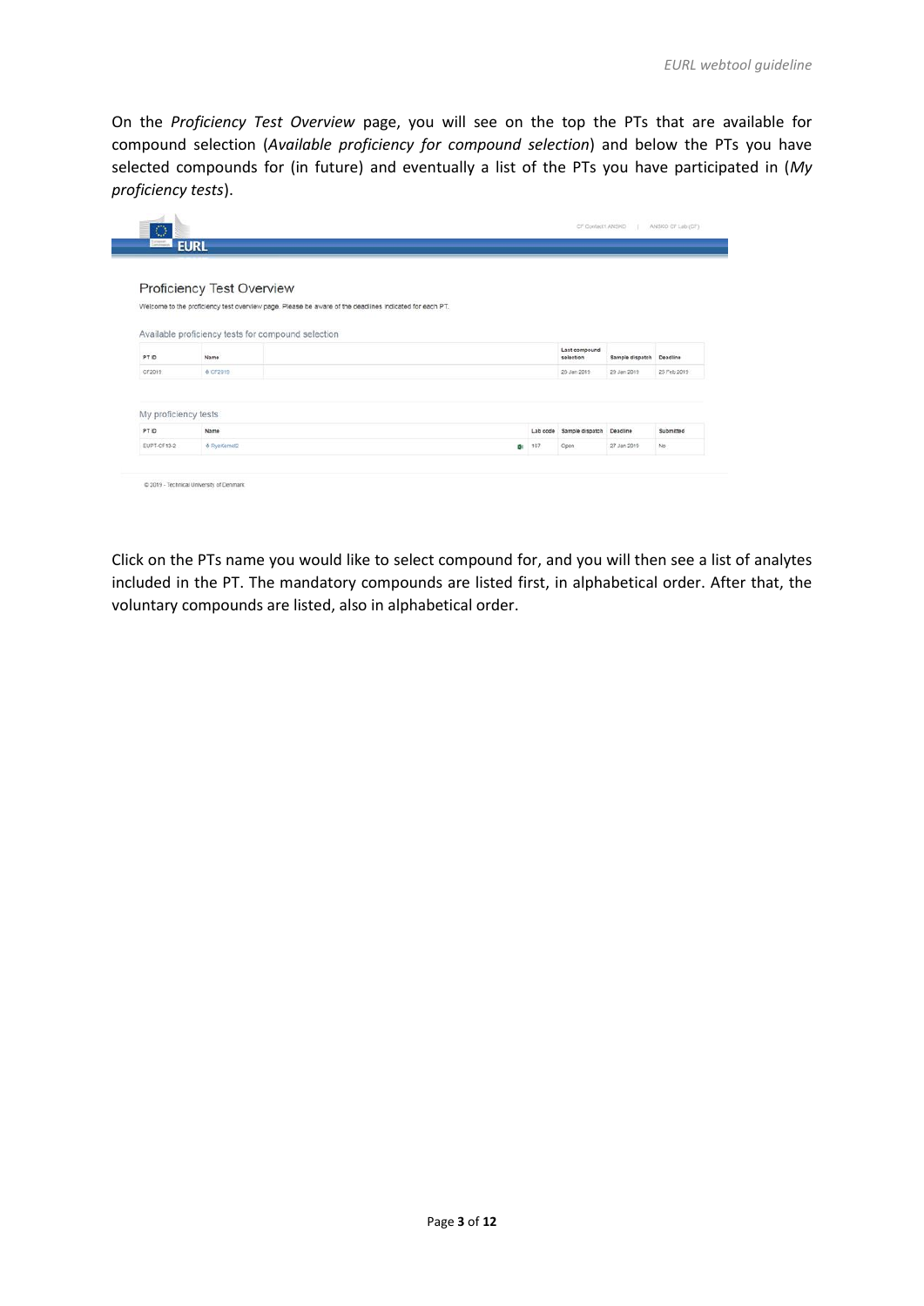On the *Proficiency Test Overview* page, you will see on the top the PTs that are available for compound selection (*Available proficiency for compound selection*) and below the PTs you have selected compounds for (in future) and eventually a list of the PTs you have participated in (*My proficiency tests*).

Click on the PTs name you would like to select compound for, and you will then see a list of analytes included in the PT. The mandatory compounds are listed first, in alphabetical order. After that, the voluntary compounds are listed, also in alphabetical order.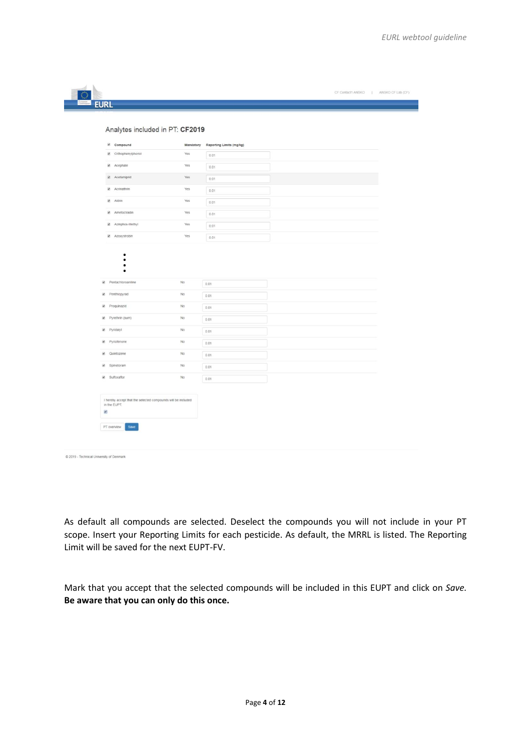Analytes included in PT: **CF2019**

| Compound | Mandatory | Reporting Limits (mg/kg) |
|---|---|---|
| Orthophenylphenol | Yes | 0.01 |
| Acephate | Yes | 0.01 |
| Acetamiprid | Yes | 0.01 |
| Acrinathrin | Yes | 0.01 |
| Aldrin | Yes | 0.01 |
| Ametoctradin | Yes | 0.01 |
| Azinphos-Methyl | Yes | 0.01 |
| Azoxystrobin | Yes | 0.01 |
| ⋮ | | |
| Pentachloroaniline | No | 0.01 |
| Penthiopyrad | No | 0.01 |
| Proquinazid | No | 0.01 |
| Pyrethrin (sum) | No | 0.01 |
| Pyridalyl | No | 0.01 |
| Pyriofenone | No | 0.01 |
| Quintozene | No | 0.01 |
| Spinetoram | No | 0.01 |
| Sulfoxaflor | No | 0.01 |

I hereby accept that the selected compounds will be included in the EUPT.

PT overview | Save

© 2019 - Technical University of Denmark

As default all compounds are selected. Deselect the compounds you will not include in your PT scope. Insert your Reporting Limits for each pesticide. As default, the MRRL is listed. The Reporting Limit will be saved for the next EUPT-FV.

Mark that you accept that the selected compounds will be included in this EUPT and click on *Save.* **Be aware that you can only do this once.**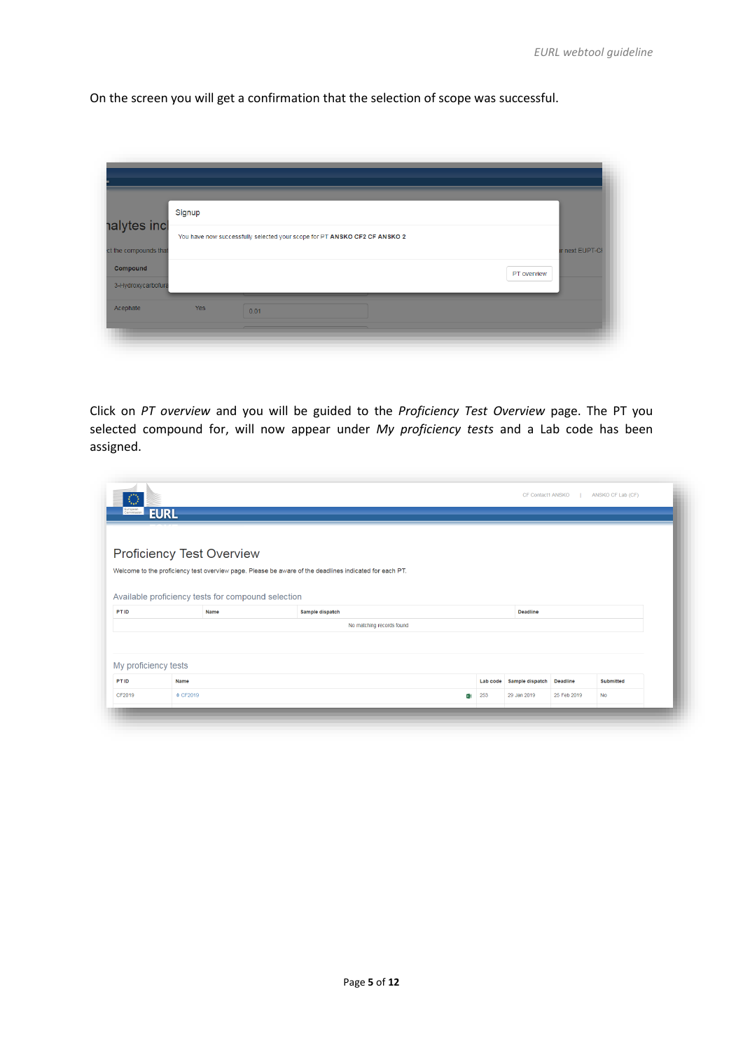On the screen you will get a confirmation that the selection of scope was successful.

Click on *PT overview* and you will be guided to the *Proficiency Test Overview* page. The PT you selected compound for, will now appear under *My proficiency tests* and a Lab code has been assigned.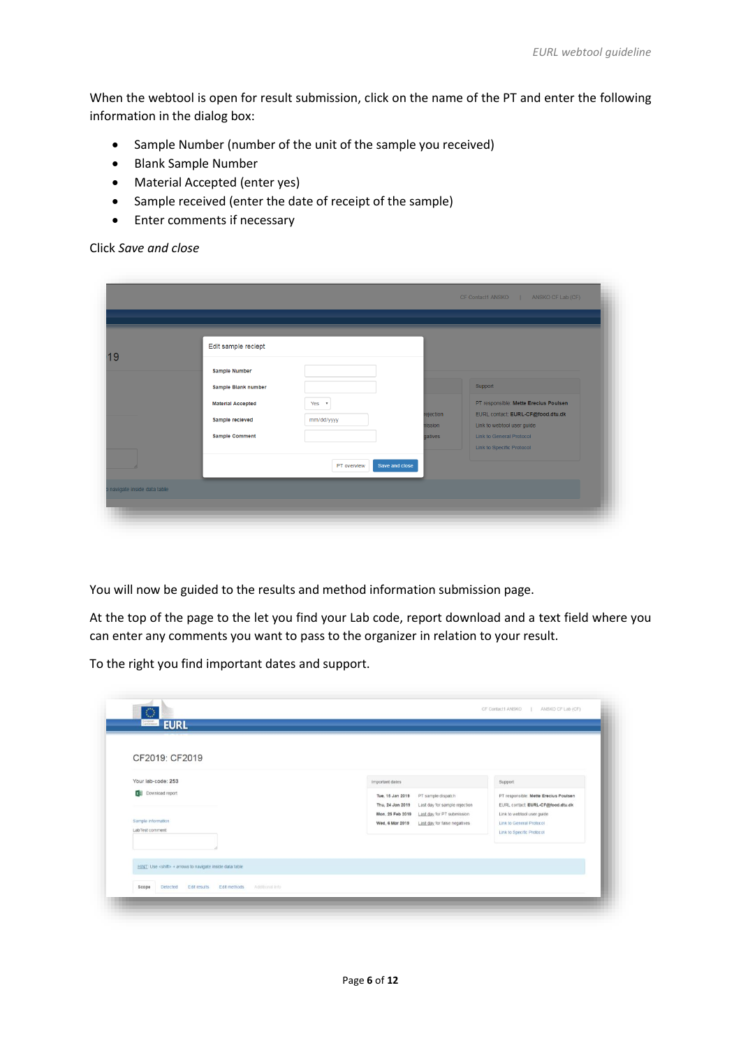When the webtool is open for result submission, click on the name of the PT and enter the following information in the dialog box:

- Sample Number (number of the unit of the sample you received)
- Blank Sample Number
- Material Accepted (enter yes)
- Sample received (enter the date of receipt of the sample)
- Enter comments if necessary

Click *Save and close*

You will now be guided to the results and method information submission page.

At the top of the page to the let you find your Lab code, report download and a text field where you can enter any comments you want to pass to the organizer in relation to your result.

To the right you find important dates and support.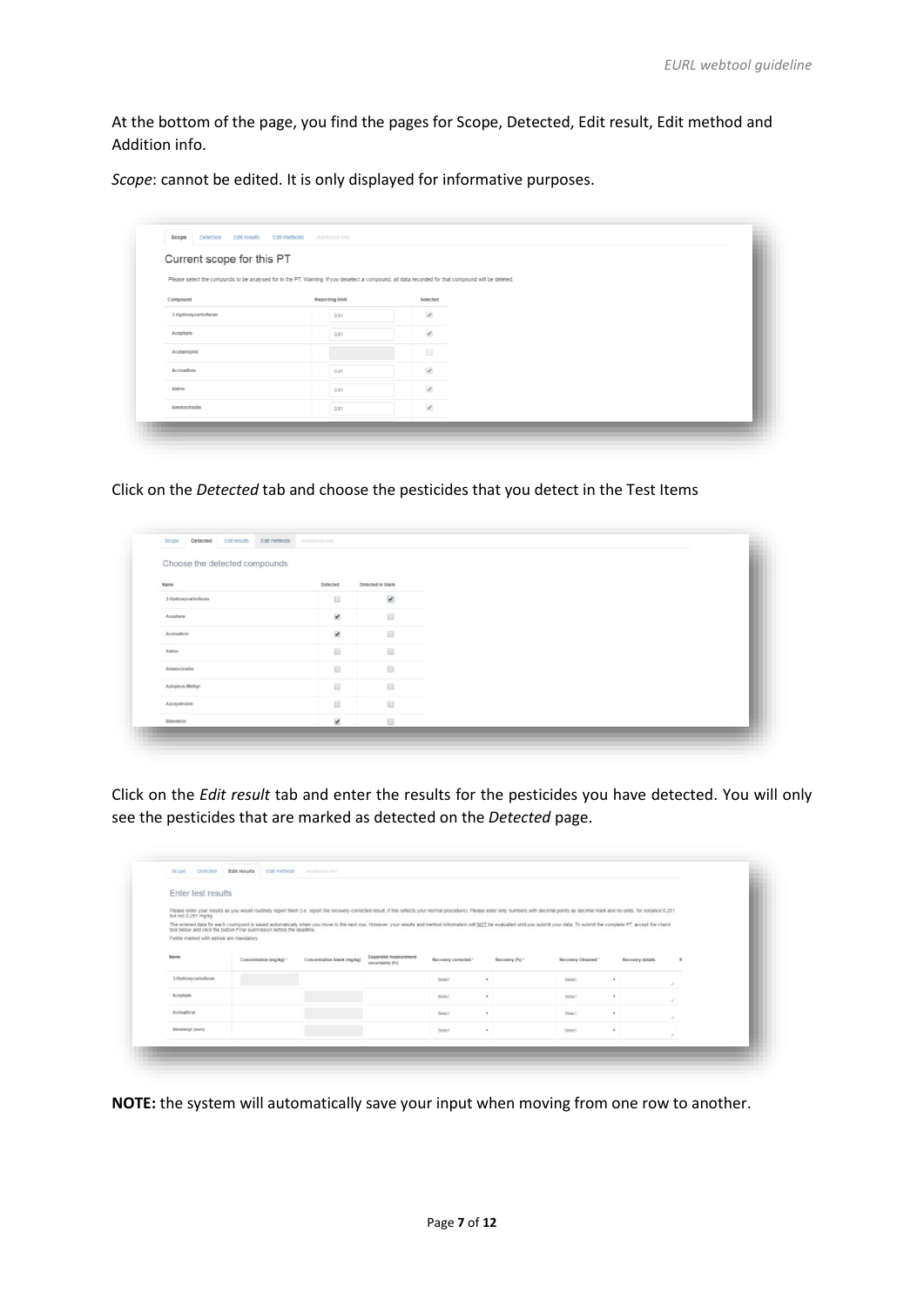At the bottom of the page, you find the pages for Scope, Detected, Edit result, Edit method and Addition info.

*Scope*: cannot be edited. It is only displayed for informative purposes.

Click on the *Detected* tab and choose the pesticides that you detect in the Test Items

Click on the *Edit result* tab and enter the results for the pesticides you have detected. You will only see the pesticides that are marked as detected on the *Detected* page.

**NOTE:** the system will automatically save your input when moving from one row to another.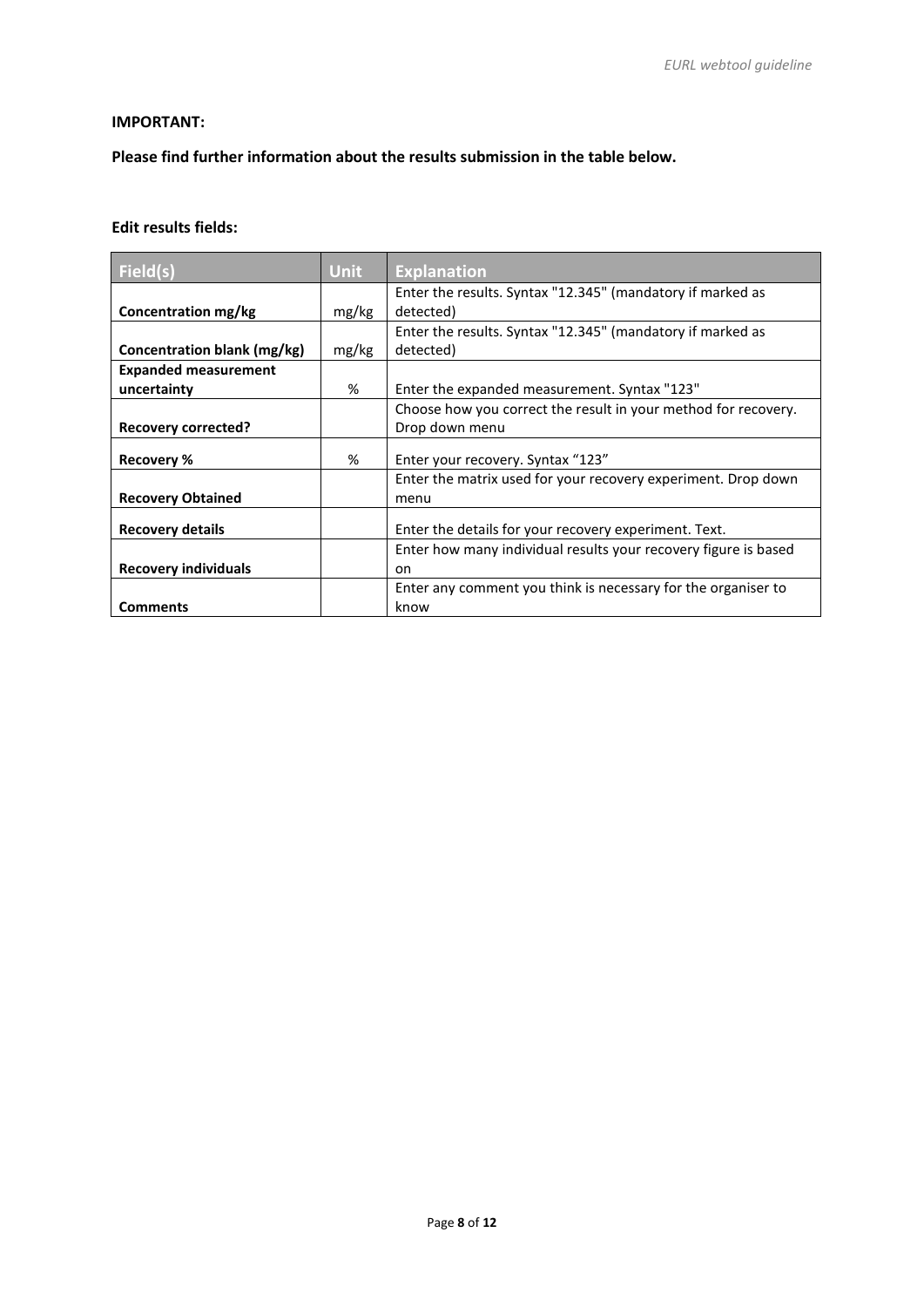**IMPORTANT:**

**Please find further information about the results submission in the table below.**

**Edit results fields:**

| Field(s) | Unit | Explanation |
| --- | --- | --- |
| **Concentration mg/kg** | mg/kg | Enter the results. Syntax "12.345" (mandatory if marked as detected) |
| **Concentration blank (mg/kg)** | mg/kg | Enter the results. Syntax "12.345" (mandatory if marked as detected) |
| **Expanded measurement uncertainty** | % | Enter the expanded measurement. Syntax "123" |
| **Recovery corrected?** | | Choose how you correct the result in your method for recovery. Drop down menu |
| **Recovery %** | % | Enter your recovery. Syntax "123" |
| **Recovery Obtained** | | Enter the matrix used for your recovery experiment. Drop down menu |
| **Recovery details** | | Enter the details for your recovery experiment. Text. |
| **Recovery individuals** | | Enter how many individual results your recovery figure is based on |
| **Comments** | | Enter any comment you think is necessary for the organiser to know |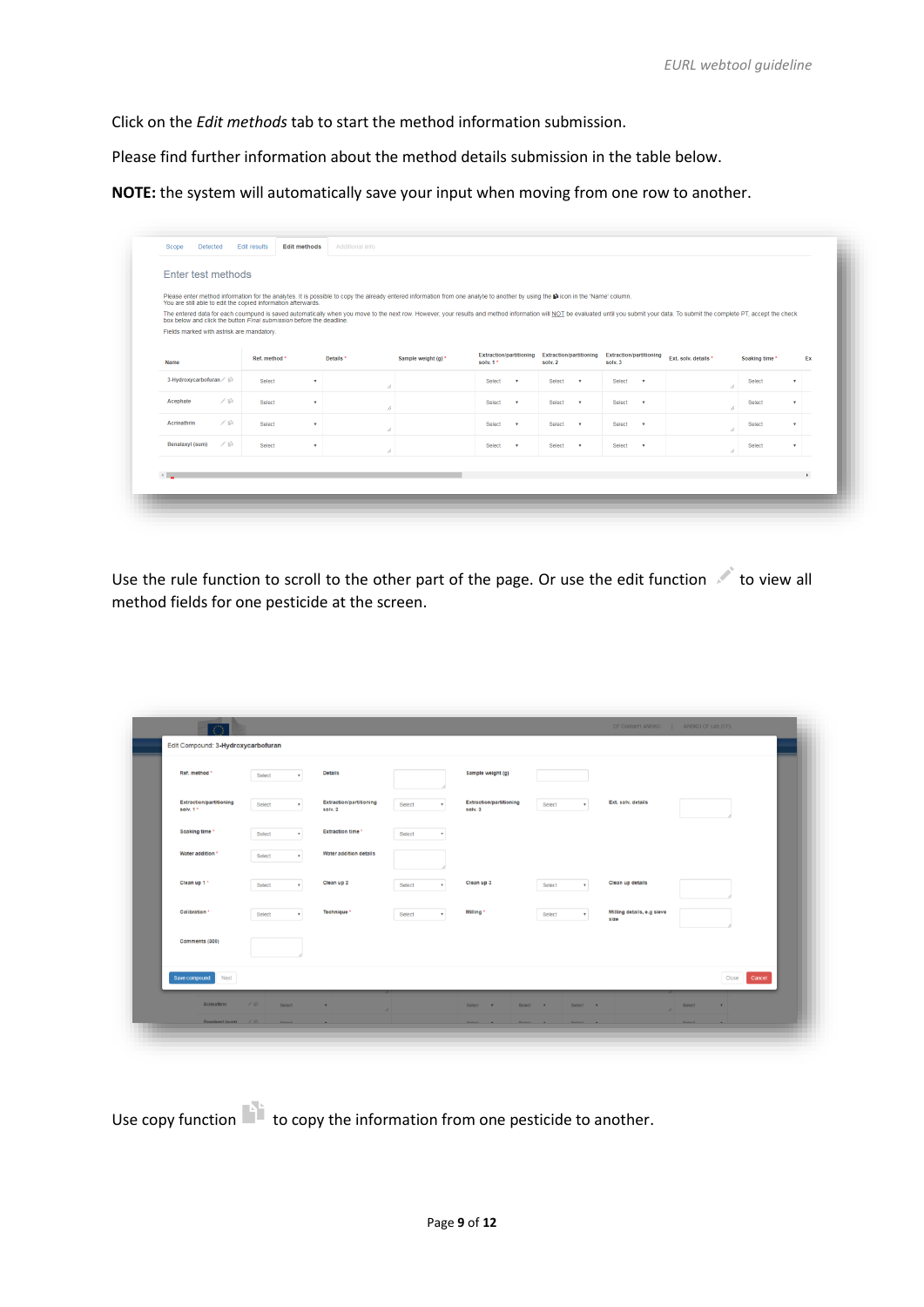Click on the *Edit methods* tab to start the method information submission.

Please find further information about the method details submission in the table below.

**NOTE:** the system will automatically save your input when moving from one row to another.

Use the rule function to scroll to the other part of the page. Or use the edit function to view all method fields for one pesticide at the screen.

Use copy function to copy the information from one pesticide to another.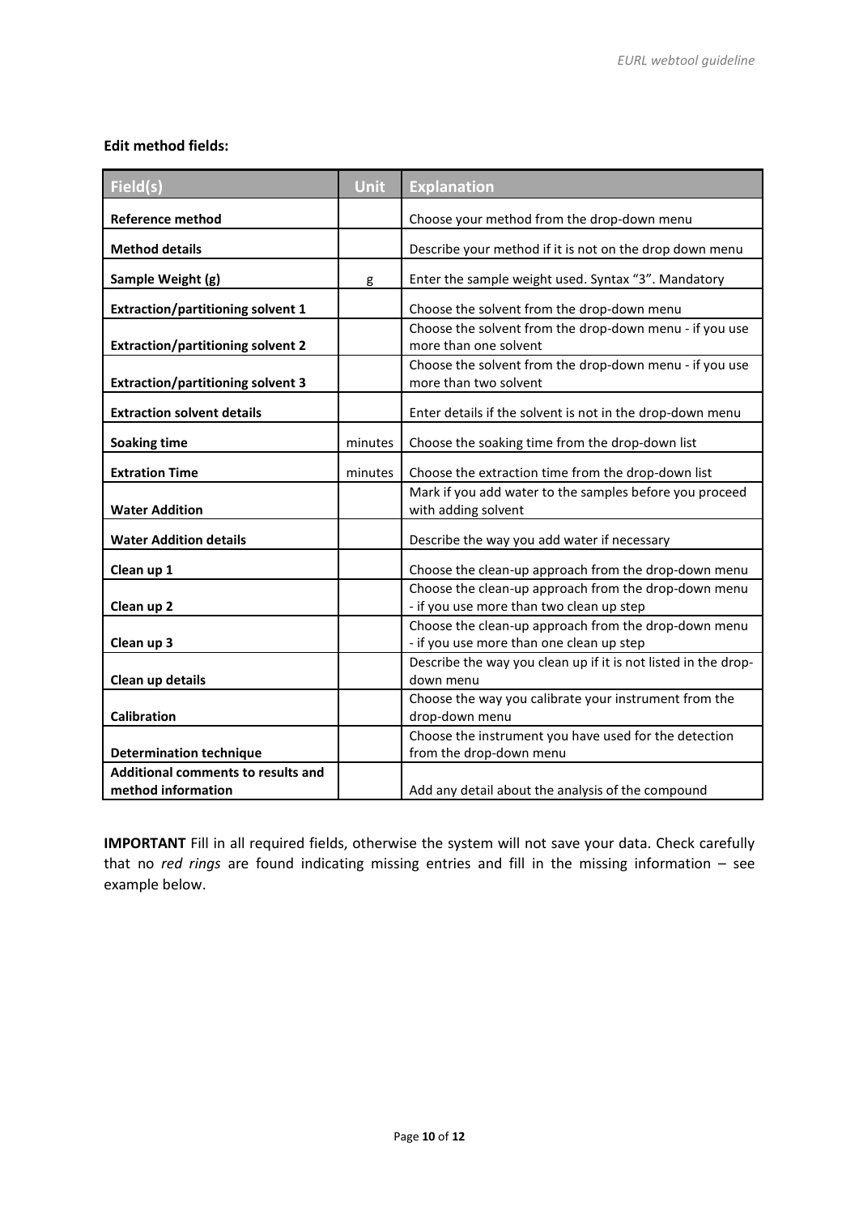**Edit method fields:**

| Field(s) | Unit | Explanation |
|---|---|---|
| **Reference method** | | Choose your method from the drop-down menu |
| **Method details** | | Describe your method if it is not on the drop down menu |
| **Sample Weight (g)** | g | Enter the sample weight used. Syntax "3". Mandatory |
| **Extraction/partitioning solvent 1** | | Choose the solvent from the drop-down menu |
| **Extraction/partitioning solvent 2** | | Choose the solvent from the drop-down menu - if you use more than one solvent |
| **Extraction/partitioning solvent 3** | | Choose the solvent from the drop-down menu - if you use more than two solvent |
| **Extraction solvent details** | | Enter details if the solvent is not in the drop-down menu |
| **Soaking time** | minutes | Choose the soaking time from the drop-down list |
| **Extration Time** | minutes | Choose the extraction time from the drop-down list |
| **Water Addition** | | Mark if you add water to the samples before you proceed with adding solvent |
| **Water Addition details** | | Describe the way you add water if necessary |
| **Clean up 1** | | Choose the clean-up approach from the drop-down menu |
| **Clean up 2** | | Choose the clean-up approach from the drop-down menu - if you use more than two clean up step |
| **Clean up 3** | | Choose the clean-up approach from the drop-down menu - if you use more than one clean up step |
| **Clean up details** | | Describe the way you clean up if it is not listed in the drop-down menu |
| **Calibration** | | Choose the way you calibrate your instrument from the drop-down menu |
| **Determination technique** | | Choose the instrument you have used for the detection from the drop-down menu |
| **Additional comments to results and method information** | | Add any detail about the analysis of the compound |

**IMPORTANT** Fill in all required fields, otherwise the system will not save your data. Check carefully that no *red rings* are found indicating missing entries and fill in the missing information – see example below.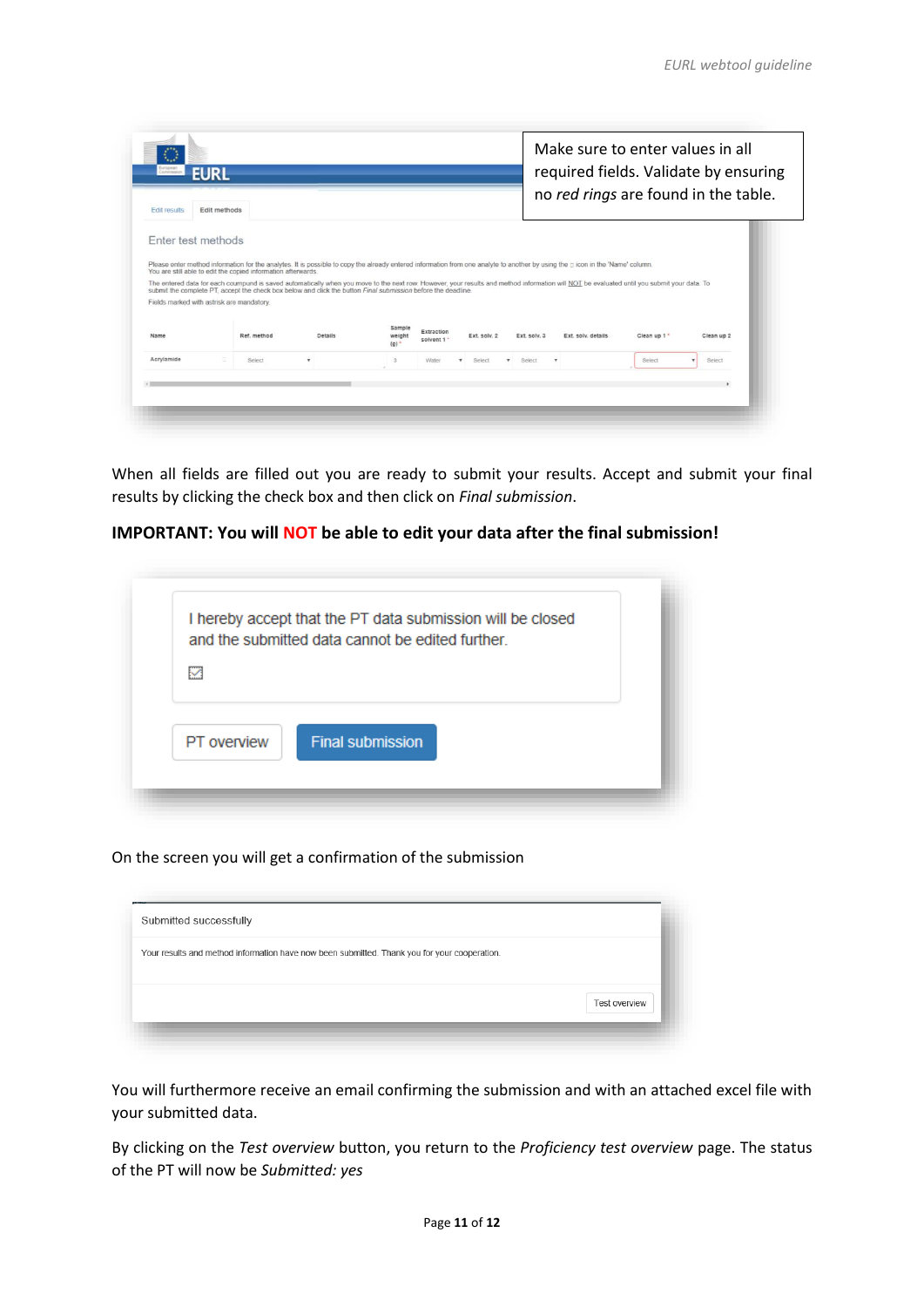Make sure to enter values in all required fields. Validate by ensuring no *red rings* are found in the table.

When all fields are filled out you are ready to submit your results. Accept and submit your final results by clicking the check box and then click on *Final submission*.

**IMPORTANT: You will NOT be able to edit your data after the final submission!**

On the screen you will get a confirmation of the submission

You will furthermore receive an email confirming the submission and with an attached excel file with your submitted data.

By clicking on the *Test overview* button, you return to the *Proficiency test overview* page. The status of the PT will now be *Submitted: yes*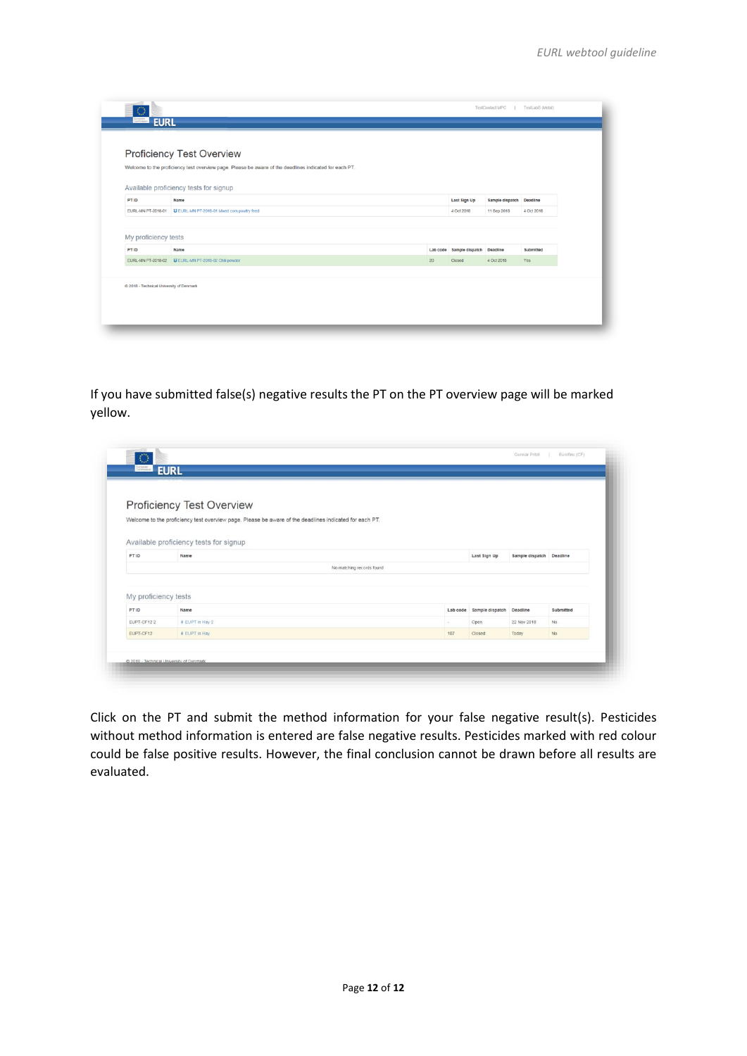If you have submitted false(s) negative results the PT on the PT overview page will be marked yellow.

Click on the PT and submit the method information for your false negative result(s). Pesticides without method information is entered are false negative results. Pesticides marked with red colour could be false positive results. However, the final conclusion cannot be drawn before all results are evaluated.